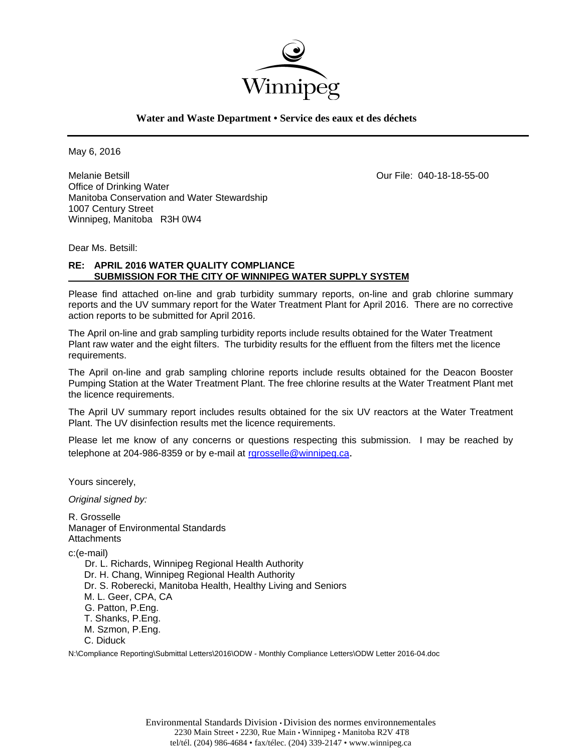Winnipeg

**Water and Waste Department • Service des eaux et des déchets**

May 6, 2016

Melanie Betsill
Office of Drinking Water
Manitoba Conservation and Water Stewardship
1007 Century Street
Winnipeg, Manitoba R3H 0W4

Our File: 040-18-18-55-00

Dear Ms. Betsill:

**RE: APRIL 2016 WATER QUALITY COMPLIANCE SUBMISSION FOR THE CITY OF WINNIPEG WATER SUPPLY SYSTEM**

Please find attached on-line and grab turbidity summary reports, on-line and grab chlorine summary reports and the UV summary report for the Water Treatment Plant for April 2016. There are no corrective action reports to be submitted for April 2016.

The April on-line and grab sampling turbidity reports include results obtained for the Water Treatment Plant raw water and the eight filters. The turbidity results for the effluent from the filters met the licence requirements.

The April on-line and grab sampling chlorine reports include results obtained for the Deacon Booster Pumping Station at the Water Treatment Plant. The free chlorine results at the Water Treatment Plant met the licence requirements.

The April UV summary report includes results obtained for the six UV reactors at the Water Treatment Plant. The UV disinfection results met the licence requirements.

Please let me know of any concerns or questions respecting this submission. I may be reached by telephone at 204-986-8359 or by e-mail at rgrosselle@winnipeg.ca.

Yours sincerely,

*Original signed by:*

R. Grosselle
Manager of Environmental Standards
Attachments

c:(e-mail)
- Dr. L. Richards, Winnipeg Regional Health Authority
- Dr. H. Chang, Winnipeg Regional Health Authority
- Dr. S. Roberecki, Manitoba Health, Healthy Living and Seniors
- M. L. Geer, CPA, CA
- G. Patton, P.Eng.
- T. Shanks, P.Eng.
- M. Szmon, P.Eng.
- C. Diduck

N:\Compliance Reporting\Submittal Letters\2016\ODW - Monthly Compliance Letters\ODW Letter 2016-04.doc

Environmental Standards Division • Division des normes environnementales
2230 Main Street • 2230, Rue Main • Winnipeg • Manitoba R2V 4T8
tel/tél. (204) 986-4684 • fax/télec. (204) 339-2147 • www.winnipeg.ca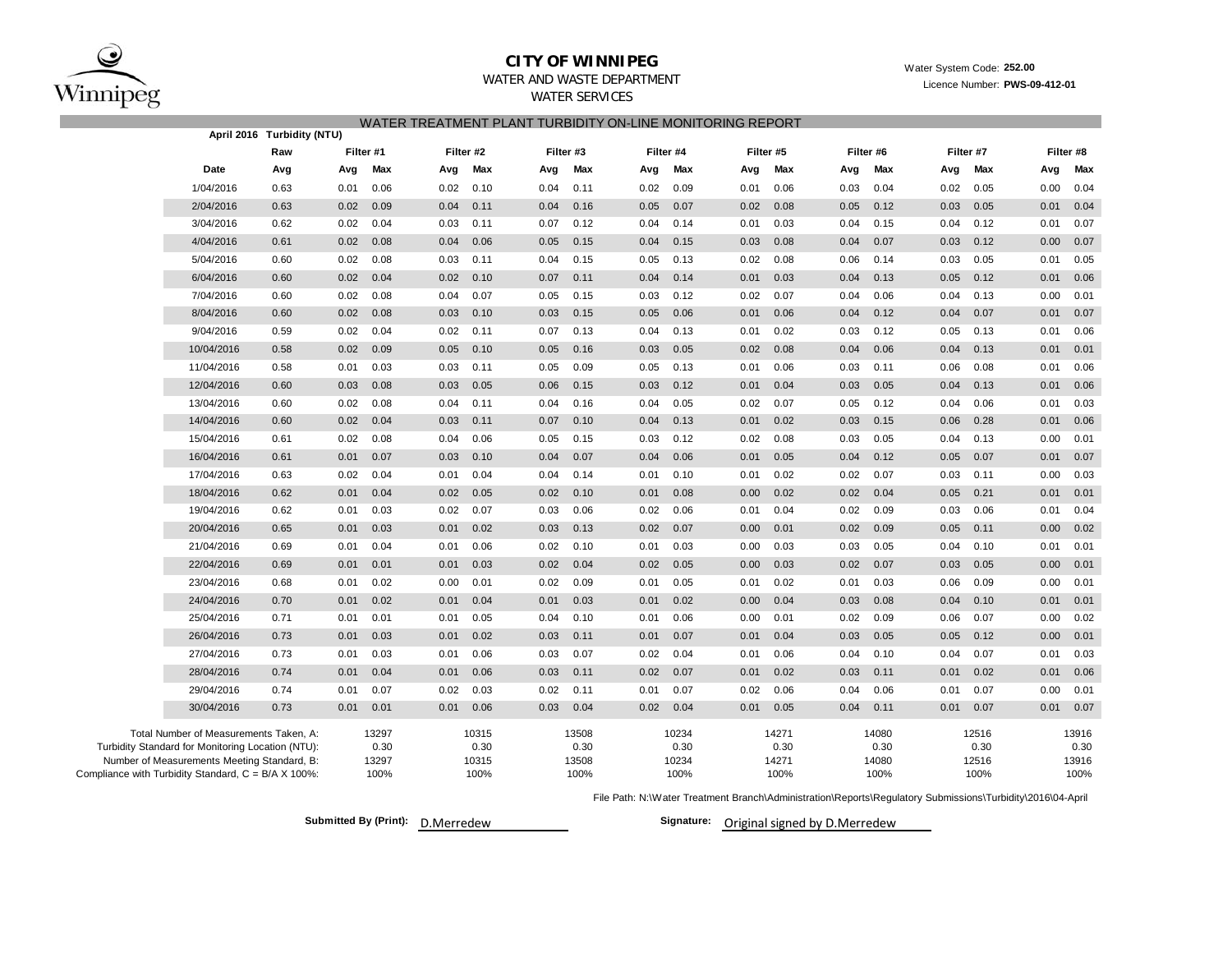# CITY OF WINNIPEG

WATER AND WASTE DEPARTMENT

WATER SERVICES

Water System Code: **252.00**

Licence Number: **PWS-09-412-01**

## WATER TREATMENT PLANT TURBIDITY ON-LINE MONITORING REPORT

**April 2016 Turbidity (NTU)**

| | Raw | Filter #1 | | Filter #2 | | Filter #3 | | Filter #4 | | Filter #5 | | Filter #6 | | Filter #7 | | Filter #8 | |
|---|---|---|---|---|---|---|---|---|---|---|---|---|---|---|---|---|---|
| **Date** | **Avg** | **Avg** | **Max** | **Avg** | **Max** | **Avg** | **Max** | **Avg** | **Max** | **Avg** | **Max** | **Avg** | **Max** | **Avg** | **Max** | **Avg** | **Max** |
| 1/04/2016 | 0.63 | 0.01 | 0.06 | 0.02 | 0.10 | 0.04 | 0.11 | 0.02 | 0.09 | 0.01 | 0.06 | 0.03 | 0.04 | 0.02 | 0.05 | 0.00 | 0.04 |
| 2/04/2016 | 0.63 | 0.02 | 0.09 | 0.04 | 0.11 | 0.04 | 0.16 | 0.05 | 0.07 | 0.02 | 0.08 | 0.05 | 0.12 | 0.03 | 0.05 | 0.01 | 0.04 |
| 3/04/2016 | 0.62 | 0.02 | 0.04 | 0.03 | 0.11 | 0.07 | 0.12 | 0.04 | 0.14 | 0.01 | 0.03 | 0.04 | 0.15 | 0.04 | 0.12 | 0.01 | 0.07 |
| 4/04/2016 | 0.61 | 0.02 | 0.08 | 0.04 | 0.06 | 0.05 | 0.15 | 0.04 | 0.15 | 0.03 | 0.08 | 0.04 | 0.07 | 0.03 | 0.12 | 0.00 | 0.07 |
| 5/04/2016 | 0.60 | 0.02 | 0.08 | 0.03 | 0.11 | 0.04 | 0.15 | 0.05 | 0.13 | 0.02 | 0.08 | 0.06 | 0.14 | 0.03 | 0.05 | 0.01 | 0.05 |
| 6/04/2016 | 0.60 | 0.02 | 0.04 | 0.02 | 0.10 | 0.07 | 0.11 | 0.04 | 0.14 | 0.01 | 0.03 | 0.04 | 0.13 | 0.05 | 0.12 | 0.01 | 0.06 |
| 7/04/2016 | 0.60 | 0.02 | 0.08 | 0.04 | 0.07 | 0.05 | 0.15 | 0.03 | 0.12 | 0.02 | 0.07 | 0.04 | 0.06 | 0.04 | 0.13 | 0.00 | 0.01 |
| 8/04/2016 | 0.60 | 0.02 | 0.08 | 0.03 | 0.10 | 0.03 | 0.15 | 0.05 | 0.06 | 0.01 | 0.06 | 0.04 | 0.12 | 0.04 | 0.07 | 0.01 | 0.07 |
| 9/04/2016 | 0.59 | 0.02 | 0.04 | 0.02 | 0.11 | 0.07 | 0.13 | 0.04 | 0.13 | 0.01 | 0.02 | 0.03 | 0.12 | 0.05 | 0.13 | 0.01 | 0.06 |
| 10/04/2016 | 0.58 | 0.02 | 0.09 | 0.05 | 0.10 | 0.05 | 0.16 | 0.03 | 0.05 | 0.02 | 0.08 | 0.04 | 0.06 | 0.04 | 0.13 | 0.01 | 0.01 |
| 11/04/2016 | 0.58 | 0.01 | 0.03 | 0.03 | 0.11 | 0.05 | 0.09 | 0.05 | 0.13 | 0.01 | 0.06 | 0.03 | 0.11 | 0.06 | 0.08 | 0.01 | 0.06 |
| 12/04/2016 | 0.60 | 0.03 | 0.08 | 0.03 | 0.05 | 0.06 | 0.15 | 0.03 | 0.12 | 0.01 | 0.04 | 0.03 | 0.05 | 0.04 | 0.13 | 0.01 | 0.06 |
| 13/04/2016 | 0.60 | 0.02 | 0.08 | 0.04 | 0.11 | 0.04 | 0.16 | 0.04 | 0.05 | 0.02 | 0.07 | 0.05 | 0.12 | 0.04 | 0.06 | 0.01 | 0.03 |
| 14/04/2016 | 0.60 | 0.02 | 0.04 | 0.03 | 0.11 | 0.07 | 0.10 | 0.04 | 0.13 | 0.01 | 0.02 | 0.03 | 0.15 | 0.06 | 0.28 | 0.01 | 0.06 |
| 15/04/2016 | 0.61 | 0.02 | 0.08 | 0.04 | 0.06 | 0.05 | 0.15 | 0.03 | 0.12 | 0.02 | 0.08 | 0.03 | 0.05 | 0.04 | 0.13 | 0.00 | 0.01 |
| 16/04/2016 | 0.61 | 0.01 | 0.07 | 0.03 | 0.10 | 0.04 | 0.07 | 0.04 | 0.06 | 0.01 | 0.05 | 0.04 | 0.12 | 0.05 | 0.07 | 0.01 | 0.07 |
| 17/04/2016 | 0.63 | 0.02 | 0.04 | 0.01 | 0.04 | 0.04 | 0.14 | 0.01 | 0.10 | 0.01 | 0.02 | 0.02 | 0.07 | 0.03 | 0.11 | 0.00 | 0.03 |
| 18/04/2016 | 0.62 | 0.01 | 0.04 | 0.02 | 0.05 | 0.02 | 0.10 | 0.01 | 0.08 | 0.00 | 0.02 | 0.02 | 0.04 | 0.05 | 0.21 | 0.01 | 0.01 |
| 19/04/2016 | 0.62 | 0.01 | 0.03 | 0.02 | 0.07 | 0.03 | 0.06 | 0.02 | 0.06 | 0.01 | 0.04 | 0.02 | 0.09 | 0.03 | 0.06 | 0.01 | 0.04 |
| 20/04/2016 | 0.65 | 0.01 | 0.03 | 0.01 | 0.02 | 0.03 | 0.13 | 0.02 | 0.07 | 0.00 | 0.01 | 0.02 | 0.09 | 0.05 | 0.11 | 0.00 | 0.02 |
| 21/04/2016 | 0.69 | 0.01 | 0.04 | 0.01 | 0.06 | 0.02 | 0.10 | 0.01 | 0.03 | 0.00 | 0.03 | 0.03 | 0.05 | 0.04 | 0.10 | 0.01 | 0.01 |
| 22/04/2016 | 0.69 | 0.01 | 0.01 | 0.01 | 0.03 | 0.02 | 0.04 | 0.02 | 0.05 | 0.00 | 0.03 | 0.02 | 0.07 | 0.03 | 0.05 | 0.00 | 0.01 |
| 23/04/2016 | 0.68 | 0.01 | 0.02 | 0.00 | 0.01 | 0.02 | 0.09 | 0.01 | 0.05 | 0.01 | 0.02 | 0.01 | 0.03 | 0.06 | 0.09 | 0.00 | 0.01 |
| 24/04/2016 | 0.70 | 0.01 | 0.02 | 0.01 | 0.04 | 0.01 | 0.03 | 0.01 | 0.02 | 0.00 | 0.04 | 0.03 | 0.08 | 0.04 | 0.10 | 0.01 | 0.01 |
| 25/04/2016 | 0.71 | 0.01 | 0.01 | 0.01 | 0.05 | 0.04 | 0.10 | 0.01 | 0.06 | 0.00 | 0.01 | 0.02 | 0.09 | 0.06 | 0.07 | 0.00 | 0.02 |
| 26/04/2016 | 0.73 | 0.01 | 0.03 | 0.01 | 0.02 | 0.03 | 0.11 | 0.01 | 0.07 | 0.01 | 0.04 | 0.03 | 0.05 | 0.05 | 0.12 | 0.00 | 0.01 |
| 27/04/2016 | 0.73 | 0.01 | 0.03 | 0.01 | 0.06 | 0.03 | 0.07 | 0.02 | 0.04 | 0.01 | 0.06 | 0.04 | 0.10 | 0.04 | 0.07 | 0.01 | 0.03 |
| 28/04/2016 | 0.74 | 0.01 | 0.04 | 0.01 | 0.06 | 0.03 | 0.11 | 0.02 | 0.07 | 0.01 | 0.02 | 0.03 | 0.11 | 0.01 | 0.02 | 0.01 | 0.06 |
| 29/04/2016 | 0.74 | 0.01 | 0.07 | 0.02 | 0.03 | 0.02 | 0.11 | 0.01 | 0.07 | 0.02 | 0.06 | 0.04 | 0.06 | 0.01 | 0.07 | 0.00 | 0.01 |
| 30/04/2016 | 0.73 | 0.01 | 0.01 | 0.01 | 0.06 | 0.03 | 0.04 | 0.02 | 0.04 | 0.01 | 0.05 | 0.04 | 0.11 | 0.01 | 0.07 | 0.01 | 0.07 |

| | Filter #1 | Filter #2 | Filter #3 | Filter #4 | Filter #5 | Filter #6 | Filter #7 | Filter #8 |
|---|---|---|---|---|---|---|---|---|
| Total Number of Measurements Taken, A: | 13297 | 10315 | 13508 | 10234 | 14271 | 14080 | 12516 | 13916 |
| Turbidity Standard for Monitoring Location (NTU): | 0.30 | 0.30 | 0.30 | 0.30 | 0.30 | 0.30 | 0.30 | 0.30 |
| Number of Measurements Meeting Standard, B: | 13297 | 10315 | 13508 | 10234 | 14271 | 14080 | 12516 | 13916 |
| Compliance with Turbidity Standard, C = B/A X 100%: | 100% | 100% | 100% | 100% | 100% | 100% | 100% | 100% |

File Path: N:\Water Treatment Branch\Administration\Reports\Regulatory Submissions\Turbidity\2016\04-April

**Submitted By (Print):** D.Merredew

**Signature:** Original signed by D.Merredew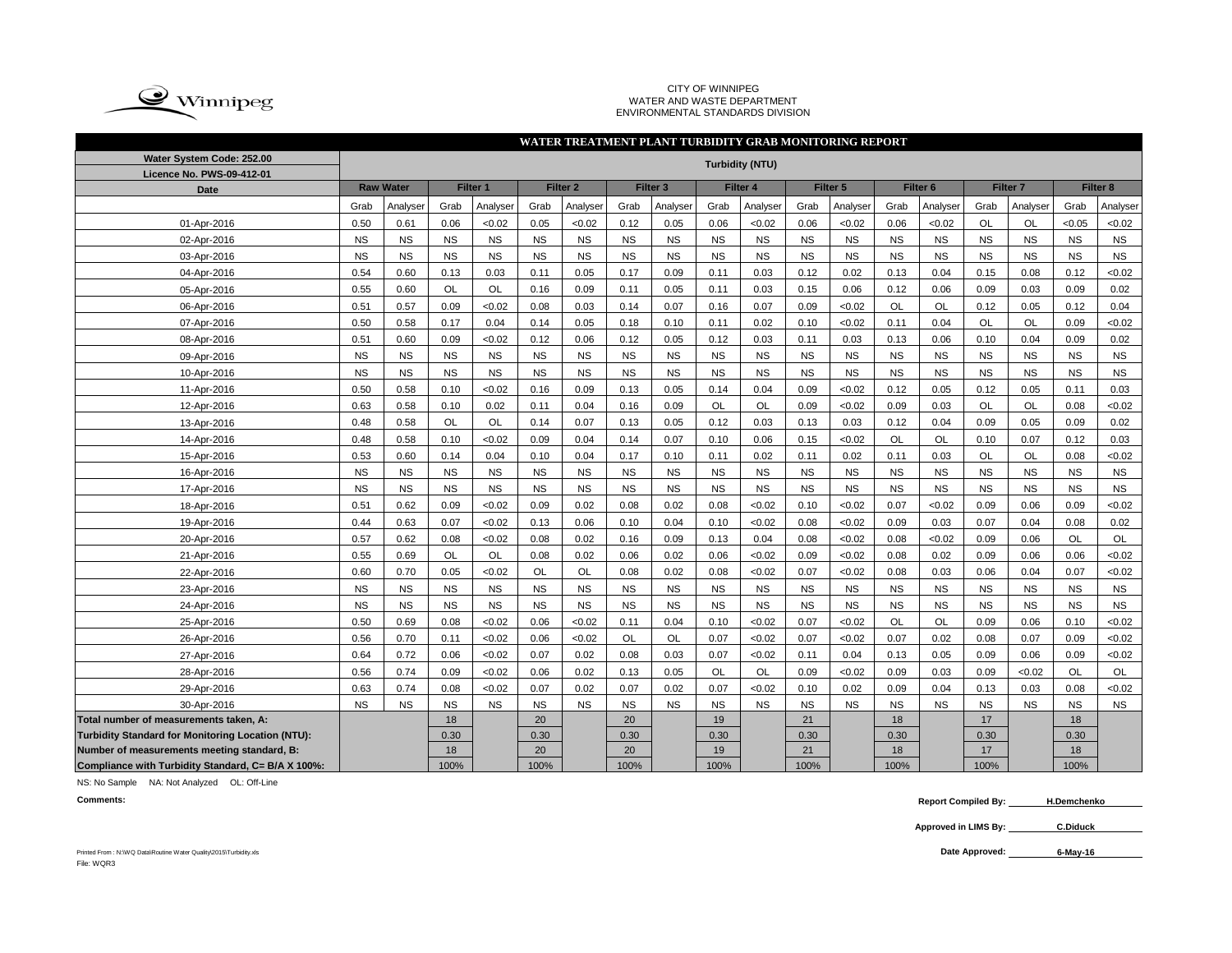CITY OF WINNIPEG
WATER AND WASTE DEPARTMENT
ENVIRONMENTAL STANDARDS DIVISION

## WATER TREATMENT PLANT TURBIDITY GRAB MONITORING REPORT

| Water System Code: 252.00 / Licence No. PWS-09-412-01 | Turbidity (NTU) | | | | | | | | | | | | | | | | | |
|---|---|---|---|---|---|---|---|---|---|---|---|---|---|---|---|---|---|---|
| Date | Raw Water | | Filter 1 | | Filter 2 | | Filter 3 | | Filter 4 | | Filter 5 | | Filter 6 | | Filter 7 | | Filter 8 | |
| | Grab | Analyser | Grab | Analyser | Grab | Analyser | Grab | Analyser | Grab | Analyser | Grab | Analyser | Grab | Analyser | Grab | Analyser | Grab | Analyser |
| 01-Apr-2016 | 0.50 | 0.61 | 0.06 | <0.02 | 0.05 | <0.02 | 0.12 | 0.05 | 0.06 | <0.02 | 0.06 | <0.02 | 0.06 | <0.02 | OL | OL | <0.05 | <0.02 |
| 02-Apr-2016 | NS | NS | NS | NS | NS | NS | NS | NS | NS | NS | NS | NS | NS | NS | NS | NS | NS | NS |
| 03-Apr-2016 | NS | NS | NS | NS | NS | NS | NS | NS | NS | NS | NS | NS | NS | NS | NS | NS | NS | NS |
| 04-Apr-2016 | 0.54 | 0.60 | 0.13 | 0.03 | 0.11 | 0.05 | 0.17 | 0.09 | 0.11 | 0.03 | 0.12 | 0.02 | 0.13 | 0.04 | 0.15 | 0.08 | 0.12 | <0.02 |
| 05-Apr-2016 | 0.55 | 0.60 | OL | OL | 0.16 | 0.09 | 0.11 | 0.05 | 0.11 | 0.03 | 0.15 | 0.06 | 0.12 | 0.06 | 0.09 | 0.03 | 0.09 | 0.02 |
| 06-Apr-2016 | 0.51 | 0.57 | 0.09 | <0.02 | 0.08 | 0.03 | 0.14 | 0.07 | 0.16 | 0.07 | 0.09 | <0.02 | OL | OL | 0.12 | 0.05 | 0.12 | 0.04 |
| 07-Apr-2016 | 0.50 | 0.58 | 0.17 | 0.04 | 0.14 | 0.05 | 0.18 | 0.10 | 0.11 | 0.02 | 0.10 | <0.02 | 0.11 | 0.04 | OL | OL | 0.09 | <0.02 |
| 08-Apr-2016 | 0.51 | 0.60 | 0.09 | <0.02 | 0.12 | 0.06 | 0.12 | 0.05 | 0.12 | 0.03 | 0.11 | 0.03 | 0.13 | 0.06 | 0.10 | 0.04 | 0.09 | 0.02 |
| 09-Apr-2016 | NS | NS | NS | NS | NS | NS | NS | NS | NS | NS | NS | NS | NS | NS | NS | NS | NS | NS |
| 10-Apr-2016 | NS | NS | NS | NS | NS | NS | NS | NS | NS | NS | NS | NS | NS | NS | NS | NS | NS | NS |
| 11-Apr-2016 | 0.50 | 0.58 | 0.10 | <0.02 | 0.16 | 0.09 | 0.13 | 0.05 | 0.14 | 0.04 | 0.09 | <0.02 | 0.12 | 0.05 | 0.12 | 0.05 | 0.11 | 0.03 |
| 12-Apr-2016 | 0.63 | 0.58 | 0.10 | 0.02 | 0.11 | 0.04 | 0.16 | 0.09 | OL | OL | 0.09 | <0.02 | 0.09 | 0.03 | OL | OL | 0.08 | <0.02 |
| 13-Apr-2016 | 0.48 | 0.58 | OL | OL | 0.14 | 0.07 | 0.13 | 0.05 | 0.12 | 0.03 | 0.13 | 0.03 | 0.12 | 0.04 | 0.09 | 0.05 | 0.09 | 0.02 |
| 14-Apr-2016 | 0.48 | 0.58 | 0.10 | <0.02 | 0.09 | 0.04 | 0.14 | 0.07 | 0.10 | 0.06 | 0.15 | <0.02 | OL | OL | 0.10 | 0.07 | 0.12 | 0.03 |
| 15-Apr-2016 | 0.53 | 0.60 | 0.14 | 0.04 | 0.10 | 0.04 | 0.17 | 0.10 | 0.11 | 0.02 | 0.11 | 0.02 | 0.11 | 0.03 | OL | OL | 0.08 | <0.02 |
| 16-Apr-2016 | NS | NS | NS | NS | NS | NS | NS | NS | NS | NS | NS | NS | NS | NS | NS | NS | NS | NS |
| 17-Apr-2016 | NS | NS | NS | NS | NS | NS | NS | NS | NS | NS | NS | NS | NS | NS | NS | NS | NS | NS |
| 18-Apr-2016 | 0.51 | 0.62 | 0.09 | <0.02 | 0.09 | 0.02 | 0.08 | 0.02 | 0.08 | <0.02 | 0.10 | <0.02 | 0.07 | <0.02 | 0.09 | 0.06 | 0.09 | <0.02 |
| 19-Apr-2016 | 0.44 | 0.63 | 0.07 | <0.02 | 0.13 | 0.06 | 0.10 | 0.04 | 0.10 | <0.02 | 0.08 | <0.02 | 0.09 | 0.03 | 0.07 | 0.04 | 0.08 | 0.02 |
| 20-Apr-2016 | 0.57 | 0.62 | 0.08 | <0.02 | 0.08 | 0.02 | 0.16 | 0.09 | 0.13 | 0.04 | 0.08 | <0.02 | 0.08 | <0.02 | 0.09 | 0.06 | OL | OL |
| 21-Apr-2016 | 0.55 | 0.69 | OL | OL | 0.08 | 0.02 | 0.06 | 0.02 | 0.06 | <0.02 | 0.09 | <0.02 | 0.08 | 0.02 | 0.09 | 0.06 | 0.06 | <0.02 |
| 22-Apr-2016 | 0.60 | 0.70 | 0.05 | <0.02 | OL | OL | 0.08 | 0.02 | 0.08 | <0.02 | 0.07 | <0.02 | 0.08 | 0.03 | 0.06 | 0.04 | 0.07 | <0.02 |
| 23-Apr-2016 | NS | NS | NS | NS | NS | NS | NS | NS | NS | NS | NS | NS | NS | NS | NS | NS | NS | NS |
| 24-Apr-2016 | NS | NS | NS | NS | NS | NS | NS | NS | NS | NS | NS | NS | NS | NS | NS | NS | NS | NS |
| 25-Apr-2016 | 0.50 | 0.69 | 0.08 | <0.02 | 0.06 | <0.02 | 0.11 | 0.04 | 0.10 | <0.02 | 0.07 | <0.02 | OL | OL | 0.09 | 0.06 | 0.10 | <0.02 |
| 26-Apr-2016 | 0.56 | 0.70 | 0.11 | <0.02 | 0.06 | <0.02 | OL | OL | 0.07 | <0.02 | 0.07 | <0.02 | 0.07 | 0.02 | 0.08 | 0.07 | 0.09 | <0.02 |
| 27-Apr-2016 | 0.64 | 0.72 | 0.06 | <0.02 | 0.07 | 0.02 | 0.08 | 0.03 | 0.07 | <0.02 | 0.11 | 0.04 | 0.13 | 0.05 | 0.09 | 0.06 | 0.09 | <0.02 |
| 28-Apr-2016 | 0.56 | 0.74 | 0.09 | <0.02 | 0.06 | 0.02 | 0.13 | 0.05 | OL | OL | 0.09 | <0.02 | 0.09 | 0.03 | 0.09 | <0.02 | OL | OL |
| 29-Apr-2016 | 0.63 | 0.74 | 0.08 | <0.02 | 0.07 | 0.02 | 0.07 | 0.02 | 0.07 | <0.02 | 0.10 | 0.02 | 0.09 | 0.04 | 0.13 | 0.03 | 0.08 | <0.02 |
| 30-Apr-2016 | NS | NS | NS | NS | NS | NS | NS | NS | NS | NS | NS | NS | NS | NS | NS | NS | NS | NS |
| Total number of measurements taken, A: | | | 18 | | 20 | | 20 | | 19 | | 21 | | 18 | | 17 | | 18 | |
| Turbidity Standard for Monitoring Location (NTU): | | | 0.30 | | 0.30 | | 0.30 | | 0.30 | | 0.30 | | 0.30 | | 0.30 | | 0.30 | |
| Number of measurements meeting standard, B: | | | 18 | | 20 | | 20 | | 19 | | 21 | | 18 | | 17 | | 18 | |
| Compliance with Turbidity Standard, C= B/A X 100%: | | | 100% | | 100% | | 100% | | 100% | | 100% | | 100% | | 100% | | 100% | |

NS: No Sample NA: Not Analyzed OL: Off-Line

**Comments:**

**Report Compiled By:** H.Demchenko

**Approved in LIMS By:** C.Diduck

**Date Approved:** 6-May-16

Printed From : N:\WQ Data\Routine Water Quality\2015\Turbidity.xls
File: WQR3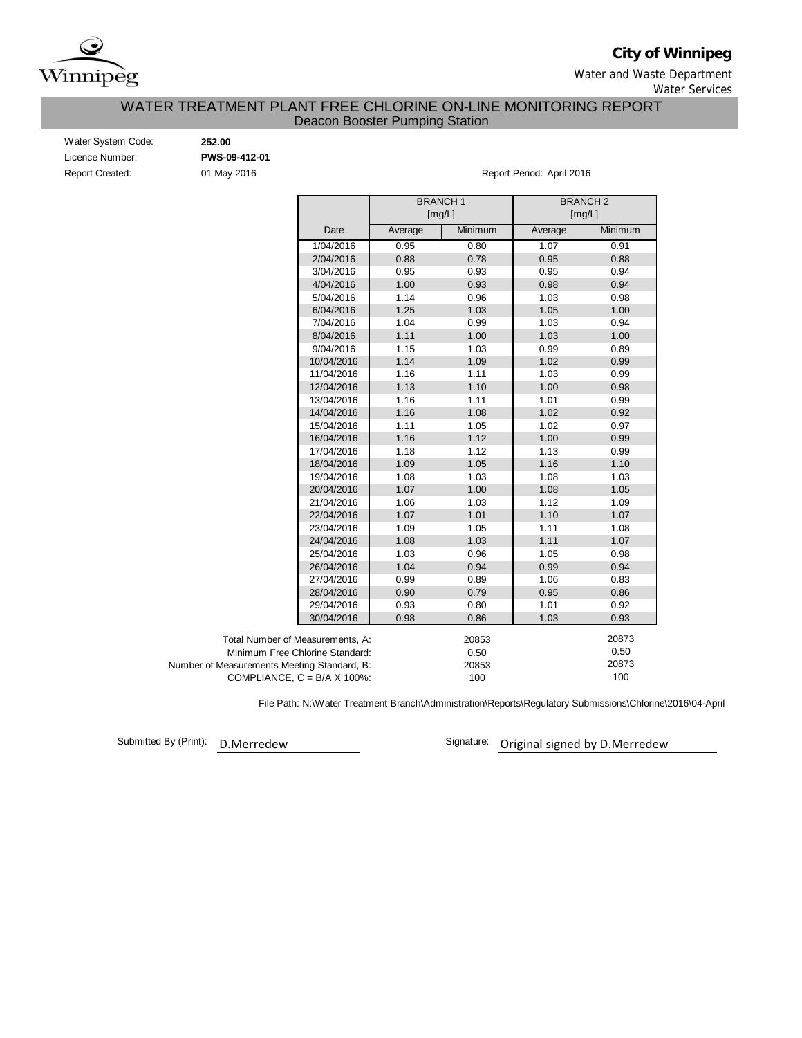**City of Winnipeg**

Water and Waste Department

Water Services

# WATER TREATMENT PLANT FREE CHLORINE ON-LINE MONITORING REPORT

## Deacon Booster Pumping Station

Water System Code: **252.00**

Licence Number: **PWS-09-412-01**

Report Created: 01 May 2016

Report Period: April 2016

| | BRANCH 1 [mg/L] | | BRANCH 2 [mg/L] | |
|---|---|---|---|---|
| Date | Average | Minimum | Average | Minimum |
| 1/04/2016 | 0.95 | 0.80 | 1.07 | 0.91 |
| 2/04/2016 | 0.88 | 0.78 | 0.95 | 0.88 |
| 3/04/2016 | 0.95 | 0.93 | 0.95 | 0.94 |
| 4/04/2016 | 1.00 | 0.93 | 0.98 | 0.94 |
| 5/04/2016 | 1.14 | 0.96 | 1.03 | 0.98 |
| 6/04/2016 | 1.25 | 1.03 | 1.05 | 1.00 |
| 7/04/2016 | 1.04 | 0.99 | 1.03 | 0.94 |
| 8/04/2016 | 1.11 | 1.00 | 1.03 | 1.00 |
| 9/04/2016 | 1.15 | 1.03 | 0.99 | 0.89 |
| 10/04/2016 | 1.14 | 1.09 | 1.02 | 0.99 |
| 11/04/2016 | 1.16 | 1.11 | 1.03 | 0.99 |
| 12/04/2016 | 1.13 | 1.10 | 1.00 | 0.98 |
| 13/04/2016 | 1.16 | 1.11 | 1.01 | 0.99 |
| 14/04/2016 | 1.16 | 1.08 | 1.02 | 0.92 |
| 15/04/2016 | 1.11 | 1.05 | 1.02 | 0.97 |
| 16/04/2016 | 1.16 | 1.12 | 1.00 | 0.99 |
| 17/04/2016 | 1.18 | 1.12 | 1.13 | 0.99 |
| 18/04/2016 | 1.09 | 1.05 | 1.16 | 1.10 |
| 19/04/2016 | 1.08 | 1.03 | 1.08 | 1.03 |
| 20/04/2016 | 1.07 | 1.00 | 1.08 | 1.05 |
| 21/04/2016 | 1.06 | 1.03 | 1.12 | 1.09 |
| 22/04/2016 | 1.07 | 1.01 | 1.10 | 1.07 |
| 23/04/2016 | 1.09 | 1.05 | 1.11 | 1.08 |
| 24/04/2016 | 1.08 | 1.03 | 1.11 | 1.07 |
| 25/04/2016 | 1.03 | 0.96 | 1.05 | 0.98 |
| 26/04/2016 | 1.04 | 0.94 | 0.99 | 0.94 |
| 27/04/2016 | 0.99 | 0.89 | 1.06 | 0.83 |
| 28/04/2016 | 0.90 | 0.79 | 0.95 | 0.86 |
| 29/04/2016 | 0.93 | 0.80 | 1.01 | 0.92 |
| 30/04/2016 | 0.98 | 0.86 | 1.03 | 0.93 |

| | BRANCH 1 | BRANCH 2 |
|---|---|---|
| Total Number of Measurements, A: | 20853 | 20873 |
| Minimum Free Chlorine Standard: | 0.50 | 0.50 |
| Number of Measurements Meeting Standard, B: | 20853 | 20873 |
| COMPLIANCE, C = B/A X 100%: | 100 | 100 |

File Path: N:\Water Treatment Branch\Administration\Reports\Regulatory Submissions\Chlorine\2016\04-April

Submitted By (Print): D.Merredew

Signature: Original signed by D.Merredew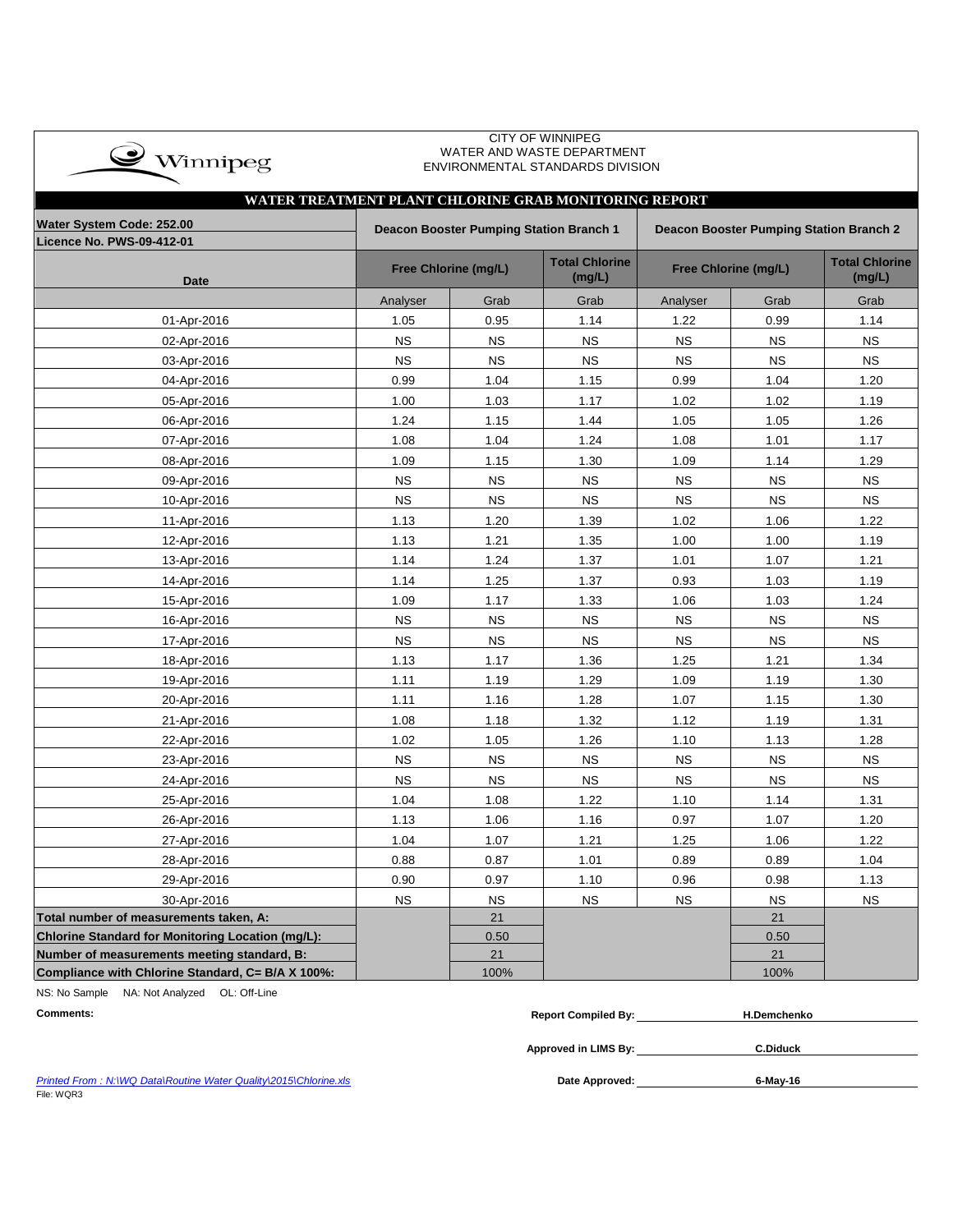CITY OF WINNIPEG
WATER AND WASTE DEPARTMENT
ENVIRONMENTAL STANDARDS DIVISION

## WATER TREATMENT PLANT CHLORINE GRAB MONITORING REPORT

| Water System Code: 252.00<br>Licence No. PWS-09-412-01 | Deacon Booster Pumping Station Branch 1 | | | Deacon Booster Pumping Station Branch 2 | | |
|---|---|---|---|---|---|---|
| Date | Free Chlorine (mg/L) | | Total Chlorine (mg/L) | Free Chlorine (mg/L) | | Total Chlorine (mg/L) |
| | Analyser | Grab | Grab | Analyser | Grab | Grab |
| 01-Apr-2016 | 1.05 | 0.95 | 1.14 | 1.22 | 0.99 | 1.14 |
| 02-Apr-2016 | NS | NS | NS | NS | NS | NS |
| 03-Apr-2016 | NS | NS | NS | NS | NS | NS |
| 04-Apr-2016 | 0.99 | 1.04 | 1.15 | 0.99 | 1.04 | 1.20 |
| 05-Apr-2016 | 1.00 | 1.03 | 1.17 | 1.02 | 1.02 | 1.19 |
| 06-Apr-2016 | 1.24 | 1.15 | 1.44 | 1.05 | 1.05 | 1.26 |
| 07-Apr-2016 | 1.08 | 1.04 | 1.24 | 1.08 | 1.01 | 1.17 |
| 08-Apr-2016 | 1.09 | 1.15 | 1.30 | 1.09 | 1.14 | 1.29 |
| 09-Apr-2016 | NS | NS | NS | NS | NS | NS |
| 10-Apr-2016 | NS | NS | NS | NS | NS | NS |
| 11-Apr-2016 | 1.13 | 1.20 | 1.39 | 1.02 | 1.06 | 1.22 |
| 12-Apr-2016 | 1.13 | 1.21 | 1.35 | 1.00 | 1.00 | 1.19 |
| 13-Apr-2016 | 1.14 | 1.24 | 1.37 | 1.01 | 1.07 | 1.21 |
| 14-Apr-2016 | 1.14 | 1.25 | 1.37 | 0.93 | 1.03 | 1.19 |
| 15-Apr-2016 | 1.09 | 1.17 | 1.33 | 1.06 | 1.03 | 1.24 |
| 16-Apr-2016 | NS | NS | NS | NS | NS | NS |
| 17-Apr-2016 | NS | NS | NS | NS | NS | NS |
| 18-Apr-2016 | 1.13 | 1.17 | 1.36 | 1.25 | 1.21 | 1.34 |
| 19-Apr-2016 | 1.11 | 1.19 | 1.29 | 1.09 | 1.19 | 1.30 |
| 20-Apr-2016 | 1.11 | 1.16 | 1.28 | 1.07 | 1.15 | 1.30 |
| 21-Apr-2016 | 1.08 | 1.18 | 1.32 | 1.12 | 1.19 | 1.31 |
| 22-Apr-2016 | 1.02 | 1.05 | 1.26 | 1.10 | 1.13 | 1.28 |
| 23-Apr-2016 | NS | NS | NS | NS | NS | NS |
| 24-Apr-2016 | NS | NS | NS | NS | NS | NS |
| 25-Apr-2016 | 1.04 | 1.08 | 1.22 | 1.10 | 1.14 | 1.31 |
| 26-Apr-2016 | 1.13 | 1.06 | 1.16 | 0.97 | 1.07 | 1.20 |
| 27-Apr-2016 | 1.04 | 1.07 | 1.21 | 1.25 | 1.06 | 1.22 |
| 28-Apr-2016 | 0.88 | 0.87 | 1.01 | 0.89 | 0.89 | 1.04 |
| 29-Apr-2016 | 0.90 | 0.97 | 1.10 | 0.96 | 0.98 | 1.13 |
| 30-Apr-2016 | NS | NS | NS | NS | NS | NS |
| **Total number of measurements taken, A:** | | 21 | | | 21 | |
| **Chlorine Standard for Monitoring Location (mg/L):** | | 0.50 | | | 0.50 | |
| **Number of measurements meeting standard, B:** | | 21 | | | 21 | |
| **Compliance with Chlorine Standard, C= B/A X 100%:** | | 100% | | | 100% | |

NS: No Sample NA: Not Analyzed OL: Off-Line

**Comments:**

**Report Compiled By:** H.Demchenko

**Approved in LIMS By:** C.Diduck

**Date Approved:** 6-May-16

*Printed From : N:\WQ Data\Routine Water Quality\2015\Chlorine.xls*
File: WQR3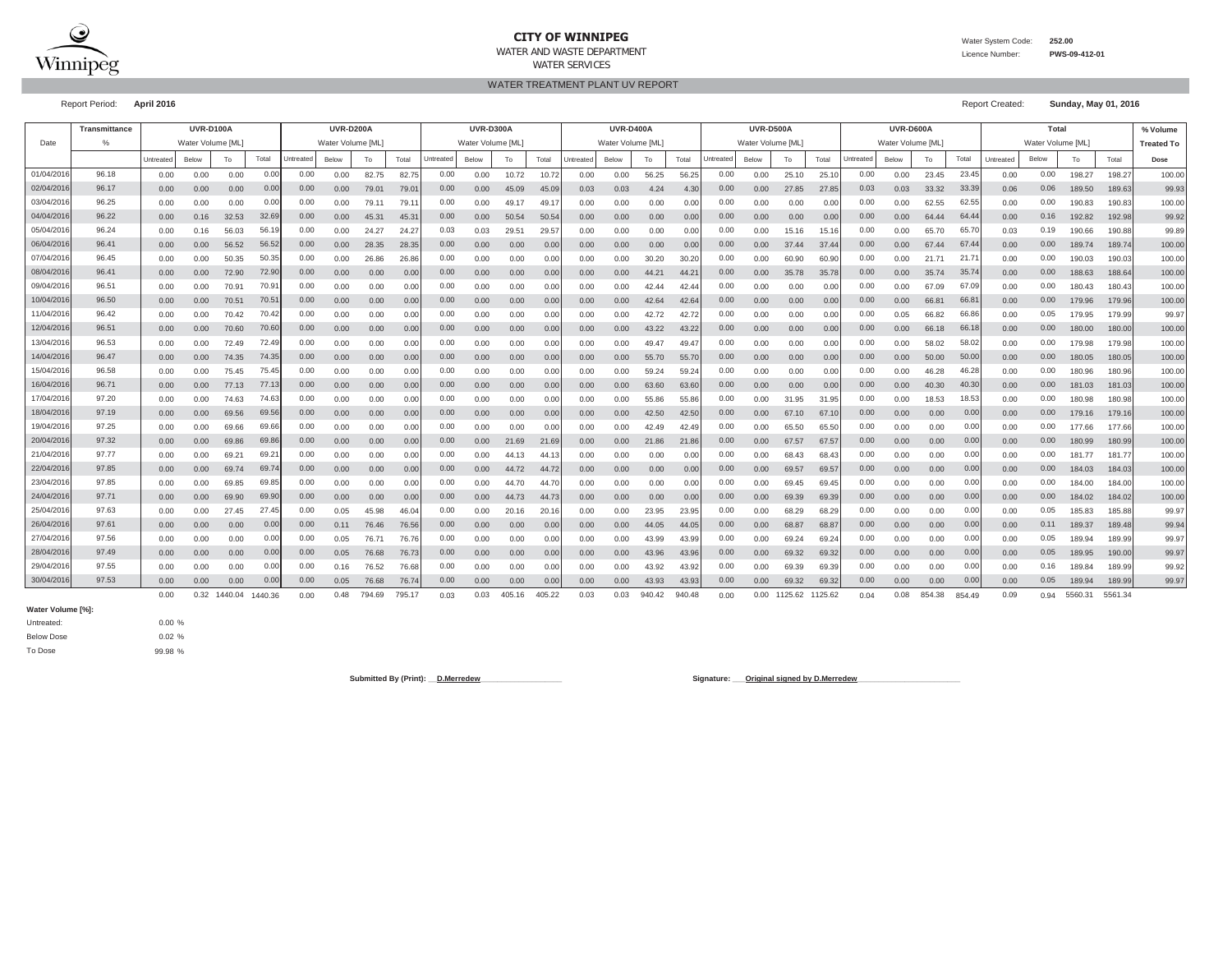**CITY OF WINNIPEG**
WATER AND WASTE DEPARTMENT
WATER SERVICES

Water System Code: **252.00**
Licence Number: **PWS-09-412-01**

WATER TREATMENT PLANT UV REPORT

Report Period: **April 2016**

Report Created: **Sunday, May 01, 2016**

| Date | Transmittance | UVR-D100A | | | | UVR-D200A | | | | UVR-D300A | | | | UVR-D400A | | | | UVR-D500A | | | | UVR-D600A | | | | Total | | | | % Volume |
|---|---|---|---|---|---|---|---|---|---|---|---|---|---|---|---|---|---|---|---|---|---|---|---|---|---|---|---|---|---|---|
| | % | Water Volume [ML] | | | | Water Volume [ML] | | | | Water Volume [ML] | | | | Water Volume [ML] | | | | Water Volume [ML] | | | | Water Volume [ML] | | | | Water Volume [ML] | | | | Treated To |
| | | Untreated | Below | To | Total | Untreated | Below | To | Total | Untreated | Below | To | Total | Untreated | Below | To | Total | Untreated | Below | To | Total | Untreated | Below | To | Total | Untreated | Below | To | Total | Dose |
| 01/04/2016 | 96.18 | 0.00 | 0.00 | 0.00 | 0.00 | 0.00 | 0.00 | 82.75 | 82.75 | 0.00 | 0.00 | 10.72 | 10.72 | 0.00 | 0.00 | 56.25 | 56.25 | 0.00 | 0.00 | 25.10 | 25.10 | 0.00 | 0.00 | 23.45 | 23.45 | 0.00 | 0.00 | 198.27 | 198.27 | 100.00 |
| 02/04/2016 | 96.17 | 0.00 | 0.00 | 0.00 | 0.00 | 0.00 | 0.00 | 79.01 | 79.01 | 0.00 | 0.00 | 45.09 | 45.09 | 0.03 | 0.03 | 4.24 | 4.30 | 0.00 | 0.00 | 27.85 | 27.85 | 0.03 | 0.03 | 33.32 | 33.39 | 0.06 | 0.06 | 189.50 | 189.63 | 99.93 |
| 03/04/2016 | 96.25 | 0.00 | 0.00 | 0.00 | 0.00 | 0.00 | 0.00 | 79.11 | 79.11 | 0.00 | 0.00 | 49.17 | 49.17 | 0.00 | 0.00 | 0.00 | 0.00 | 0.00 | 0.00 | 0.00 | 0.00 | 0.00 | 0.00 | 62.55 | 62.55 | 0.00 | 0.00 | 190.83 | 190.83 | 100.00 |
| 04/04/2016 | 96.22 | 0.00 | 0.16 | 32.53 | 32.69 | 0.00 | 0.00 | 45.31 | 45.31 | 0.00 | 0.00 | 50.54 | 50.54 | 0.00 | 0.00 | 0.00 | 0.00 | 0.00 | 0.00 | 0.00 | 0.00 | 0.00 | 0.00 | 64.44 | 64.44 | 0.00 | 0.16 | 192.82 | 192.98 | 99.92 |
| 05/04/2016 | 96.24 | 0.00 | 0.16 | 56.03 | 56.19 | 0.00 | 0.00 | 24.27 | 24.27 | 0.03 | 0.03 | 29.51 | 29.57 | 0.00 | 0.00 | 0.00 | 0.00 | 0.00 | 0.00 | 15.16 | 15.16 | 0.00 | 0.00 | 65.70 | 65.70 | 0.03 | 0.19 | 190.66 | 190.88 | 99.89 |
| 06/04/2016 | 96.41 | 0.00 | 0.00 | 56.52 | 56.52 | 0.00 | 0.00 | 28.35 | 28.35 | 0.00 | 0.00 | 0.00 | 0.00 | 0.00 | 0.00 | 0.00 | 0.00 | 0.00 | 0.00 | 37.44 | 37.44 | 0.00 | 0.00 | 67.44 | 67.44 | 0.00 | 0.00 | 189.74 | 189.74 | 100.00 |
| 07/04/2016 | 96.45 | 0.00 | 0.00 | 50.35 | 50.35 | 0.00 | 0.00 | 26.86 | 26.86 | 0.00 | 0.00 | 0.00 | 0.00 | 0.00 | 0.00 | 30.20 | 30.20 | 0.00 | 0.00 | 60.90 | 60.90 | 0.00 | 0.00 | 21.71 | 21.71 | 0.00 | 0.00 | 190.03 | 190.03 | 100.00 |
| 08/04/2016 | 96.41 | 0.00 | 0.00 | 72.90 | 72.90 | 0.00 | 0.00 | 0.00 | 0.00 | 0.00 | 0.00 | 0.00 | 0.00 | 0.00 | 0.00 | 44.21 | 44.21 | 0.00 | 0.00 | 35.78 | 35.78 | 0.00 | 0.00 | 35.74 | 35.74 | 0.00 | 0.00 | 188.63 | 188.64 | 100.00 |
| 09/04/2016 | 96.51 | 0.00 | 0.00 | 70.91 | 70.91 | 0.00 | 0.00 | 0.00 | 0.00 | 0.00 | 0.00 | 0.00 | 0.00 | 0.00 | 0.00 | 42.44 | 42.44 | 0.00 | 0.00 | 0.00 | 0.00 | 0.00 | 0.00 | 67.09 | 67.09 | 0.00 | 0.00 | 180.43 | 180.43 | 100.00 |
| 10/04/2016 | 96.50 | 0.00 | 0.00 | 70.51 | 70.51 | 0.00 | 0.00 | 0.00 | 0.00 | 0.00 | 0.00 | 0.00 | 0.00 | 0.00 | 0.00 | 42.64 | 42.64 | 0.00 | 0.00 | 0.00 | 0.00 | 0.00 | 0.00 | 66.81 | 66.81 | 0.00 | 0.00 | 179.96 | 179.96 | 100.00 |
| 11/04/2016 | 96.42 | 0.00 | 0.00 | 70.42 | 70.42 | 0.00 | 0.00 | 0.00 | 0.00 | 0.00 | 0.00 | 0.00 | 0.00 | 0.00 | 0.00 | 42.72 | 42.72 | 0.00 | 0.00 | 0.00 | 0.00 | 0.00 | 0.05 | 66.82 | 66.86 | 0.00 | 0.05 | 179.95 | 179.99 | 99.97 |
| 12/04/2016 | 96.51 | 0.00 | 0.00 | 70.60 | 70.60 | 0.00 | 0.00 | 0.00 | 0.00 | 0.00 | 0.00 | 0.00 | 0.00 | 0.00 | 0.00 | 43.22 | 43.22 | 0.00 | 0.00 | 0.00 | 0.00 | 0.00 | 0.00 | 66.18 | 66.18 | 0.00 | 0.00 | 180.00 | 180.00 | 100.00 |
| 13/04/2016 | 96.53 | 0.00 | 0.00 | 72.49 | 72.49 | 0.00 | 0.00 | 0.00 | 0.00 | 0.00 | 0.00 | 0.00 | 0.00 | 0.00 | 0.00 | 49.47 | 49.47 | 0.00 | 0.00 | 0.00 | 0.00 | 0.00 | 0.00 | 58.02 | 58.02 | 0.00 | 0.00 | 179.98 | 179.98 | 100.00 |
| 14/04/2016 | 96.47 | 0.00 | 0.00 | 74.35 | 74.35 | 0.00 | 0.00 | 0.00 | 0.00 | 0.00 | 0.00 | 0.00 | 0.00 | 0.00 | 0.00 | 55.70 | 55.70 | 0.00 | 0.00 | 0.00 | 0.00 | 0.00 | 0.00 | 50.00 | 50.00 | 0.00 | 0.00 | 180.05 | 180.05 | 100.00 |
| 15/04/2016 | 96.58 | 0.00 | 0.00 | 75.45 | 75.45 | 0.00 | 0.00 | 0.00 | 0.00 | 0.00 | 0.00 | 0.00 | 0.00 | 0.00 | 0.00 | 59.24 | 59.24 | 0.00 | 0.00 | 0.00 | 0.00 | 0.00 | 0.00 | 46.28 | 46.28 | 0.00 | 0.00 | 180.96 | 180.96 | 100.00 |
| 16/04/2016 | 96.71 | 0.00 | 0.00 | 77.13 | 77.13 | 0.00 | 0.00 | 0.00 | 0.00 | 0.00 | 0.00 | 0.00 | 0.00 | 0.00 | 0.00 | 63.60 | 63.60 | 0.00 | 0.00 | 0.00 | 0.00 | 0.00 | 0.00 | 40.30 | 40.30 | 0.00 | 0.00 | 181.03 | 181.03 | 100.00 |
| 17/04/2016 | 97.20 | 0.00 | 0.00 | 74.63 | 74.63 | 0.00 | 0.00 | 0.00 | 0.00 | 0.00 | 0.00 | 0.00 | 0.00 | 0.00 | 0.00 | 55.86 | 55.86 | 0.00 | 0.00 | 31.95 | 31.95 | 0.00 | 0.00 | 18.53 | 18.53 | 0.00 | 0.00 | 180.98 | 180.98 | 100.00 |
| 18/04/2016 | 97.19 | 0.00 | 0.00 | 69.56 | 69.56 | 0.00 | 0.00 | 0.00 | 0.00 | 0.00 | 0.00 | 0.00 | 0.00 | 0.00 | 0.00 | 42.50 | 42.50 | 0.00 | 0.00 | 67.10 | 67.10 | 0.00 | 0.00 | 0.00 | 0.00 | 0.00 | 0.00 | 179.16 | 179.16 | 100.00 |
| 19/04/2016 | 97.25 | 0.00 | 0.00 | 69.66 | 69.66 | 0.00 | 0.00 | 0.00 | 0.00 | 0.00 | 0.00 | 0.00 | 0.00 | 0.00 | 0.00 | 42.49 | 42.49 | 0.00 | 0.00 | 65.50 | 65.50 | 0.00 | 0.00 | 0.00 | 0.00 | 0.00 | 0.00 | 177.66 | 177.66 | 100.00 |
| 20/04/2016 | 97.32 | 0.00 | 0.00 | 69.86 | 69.86 | 0.00 | 0.00 | 0.00 | 0.00 | 0.00 | 0.00 | 21.69 | 21.69 | 0.00 | 0.00 | 21.86 | 21.86 | 0.00 | 0.00 | 67.57 | 67.57 | 0.00 | 0.00 | 0.00 | 0.00 | 0.00 | 0.00 | 180.99 | 180.99 | 100.00 |
| 21/04/2016 | 97.77 | 0.00 | 0.00 | 69.21 | 69.21 | 0.00 | 0.00 | 0.00 | 0.00 | 0.00 | 0.00 | 44.13 | 44.13 | 0.00 | 0.00 | 0.00 | 0.00 | 0.00 | 0.00 | 68.43 | 68.43 | 0.00 | 0.00 | 0.00 | 0.00 | 0.00 | 0.00 | 181.77 | 181.77 | 100.00 |
| 22/04/2016 | 97.85 | 0.00 | 0.00 | 69.74 | 69.74 | 0.00 | 0.00 | 0.00 | 0.00 | 0.00 | 0.00 | 44.72 | 44.72 | 0.00 | 0.00 | 0.00 | 0.00 | 0.00 | 0.00 | 69.57 | 69.57 | 0.00 | 0.00 | 0.00 | 0.00 | 0.00 | 0.00 | 184.03 | 184.03 | 100.00 |
| 23/04/2016 | 97.85 | 0.00 | 0.00 | 69.85 | 69.85 | 0.00 | 0.00 | 0.00 | 0.00 | 0.00 | 0.00 | 44.70 | 44.70 | 0.00 | 0.00 | 0.00 | 0.00 | 0.00 | 0.00 | 69.45 | 69.45 | 0.00 | 0.00 | 0.00 | 0.00 | 0.00 | 0.00 | 184.00 | 184.00 | 100.00 |
| 24/04/2016 | 97.71 | 0.00 | 0.00 | 69.90 | 69.90 | 0.00 | 0.00 | 0.00 | 0.00 | 0.00 | 0.00 | 44.73 | 44.73 | 0.00 | 0.00 | 0.00 | 0.00 | 0.00 | 0.00 | 69.39 | 69.39 | 0.00 | 0.00 | 0.00 | 0.00 | 0.00 | 0.00 | 184.02 | 184.02 | 100.00 |
| 25/04/2016 | 97.63 | 0.00 | 0.00 | 27.45 | 27.45 | 0.00 | 0.05 | 45.98 | 46.04 | 0.00 | 0.00 | 20.16 | 20.16 | 0.00 | 0.00 | 23.95 | 23.95 | 0.00 | 0.00 | 68.29 | 68.29 | 0.00 | 0.00 | 0.00 | 0.00 | 0.00 | 0.05 | 185.83 | 185.88 | 99.97 |
| 26/04/2016 | 97.61 | 0.00 | 0.00 | 0.00 | 0.00 | 0.00 | 0.11 | 76.46 | 76.56 | 0.00 | 0.00 | 0.00 | 0.00 | 0.00 | 0.00 | 44.05 | 44.05 | 0.00 | 0.00 | 68.87 | 68.87 | 0.00 | 0.00 | 0.00 | 0.00 | 0.00 | 0.11 | 189.37 | 189.48 | 99.94 |
| 27/04/2016 | 97.56 | 0.00 | 0.00 | 0.00 | 0.00 | 0.00 | 0.05 | 76.71 | 76.76 | 0.00 | 0.00 | 0.00 | 0.00 | 0.00 | 0.00 | 43.99 | 43.99 | 0.00 | 0.00 | 69.24 | 69.24 | 0.00 | 0.00 | 0.00 | 0.00 | 0.00 | 0.05 | 189.94 | 189.99 | 99.97 |
| 28/04/2016 | 97.49 | 0.00 | 0.00 | 0.00 | 0.00 | 0.00 | 0.05 | 76.68 | 76.73 | 0.00 | 0.00 | 0.00 | 0.00 | 0.00 | 0.00 | 43.96 | 43.96 | 0.00 | 0.00 | 69.32 | 69.32 | 0.00 | 0.00 | 0.00 | 0.00 | 0.00 | 0.05 | 189.95 | 190.00 | 99.97 |
| 29/04/2016 | 97.55 | 0.00 | 0.00 | 0.00 | 0.00 | 0.00 | 0.16 | 76.52 | 76.68 | 0.00 | 0.00 | 0.00 | 0.00 | 0.00 | 0.00 | 43.92 | 43.92 | 0.00 | 0.00 | 69.39 | 69.39 | 0.00 | 0.00 | 0.00 | 0.00 | 0.00 | 0.16 | 189.84 | 189.99 | 99.92 |
| 30/04/2016 | 97.53 | 0.00 | 0.00 | 0.00 | 0.00 | 0.00 | 0.05 | 76.68 | 76.74 | 0.00 | 0.00 | 0.00 | 0.00 | 0.00 | 0.00 | 43.93 | 43.93 | 0.00 | 0.00 | 69.32 | 69.32 | 0.00 | 0.00 | 0.00 | 0.00 | 0.00 | 0.05 | 189.94 | 189.99 | 99.97 |
| | | 0.00 | 0.32 | 1440.04 | 1440.36 | 0.00 | 0.48 | 794.69 | 795.17 | 0.03 | 0.03 | 405.16 | 405.22 | 0.03 | 0.03 | 940.42 | 940.48 | 0.00 | 0.00 | 1125.62 | 1125.62 | 0.04 | 0.08 | 854.38 | 854.49 | 0.09 | 0.94 | 5560.31 | 5561.34 | |

**Water Volume [%]:**

| | |
|---|---|
| Untreated: | 0.00 % |
| Below Dose | 0.02 % |
| To Dose | 99.98 % |

**Submitted By (Print):** D.Merredew

**Signature:** Original signed by D.Merredew